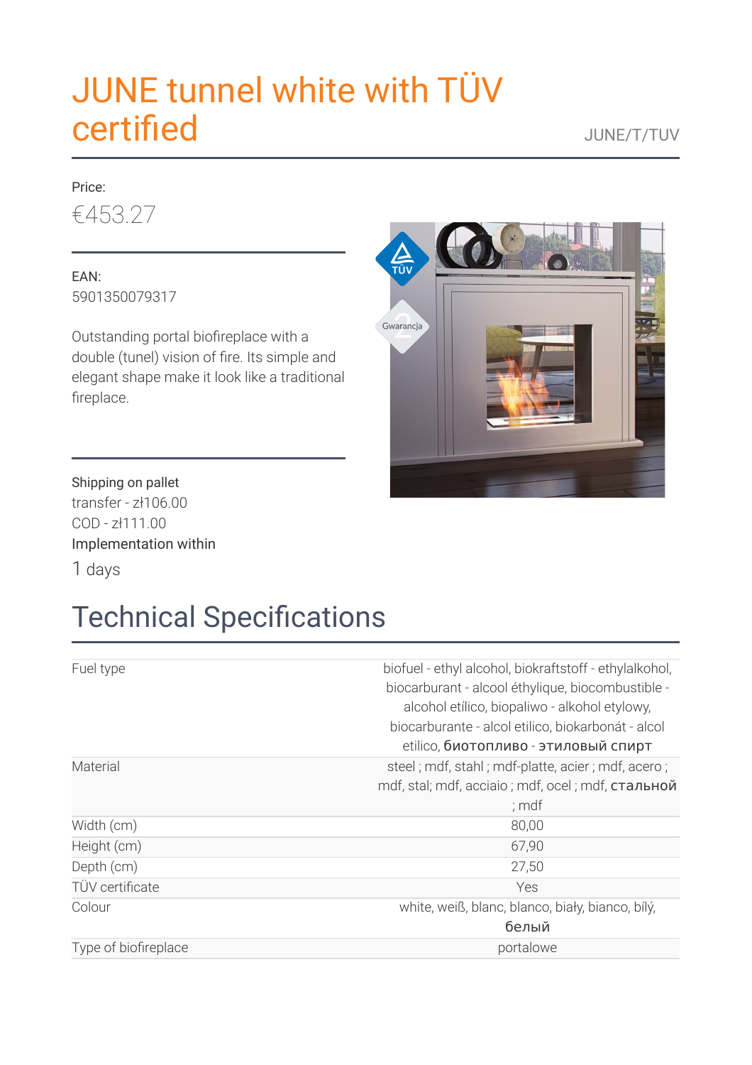# JUNE tunnel white with TÜV certified

JUNE/T/TUV

Price:

€453.27

EAN:
5901350079317

Outstanding portal biofireplace with a double (tunel) vision of fire. Its simple and elegant shape make it look like a traditional fireplace.

Shipping on pallet
transfer - zł106.00
COD - zł111.00
Implementation within
1 days

## Technical Specifications

| | |
|---|---|
| Fuel type | biofuel - ethyl alcohol, biokraftstoff - ethylalkohol, biocarburant - alcool éthylique, biocombustible - alcohol etílico, biopaliwo - alkohol etylowy, biocarburante - alcol etilico, biokarbonát - alcol etilico, биотопливо - этиловый спирт |
| Material | steel ; mdf, stahl ; mdf-platte, acier ; mdf, acero ; mdf, stal; mdf, acciaio ; mdf, ocel ; mdf, стальной ; mdf |
| Width (cm) | 80,00 |
| Height (cm) | 67,90 |
| Depth (cm) | 27,50 |
| TÜV certificate | Yes |
| Colour | white, weiß, blanc, blanco, biały, bianco, bílý, белый |
| Type of biofireplace | portalowe |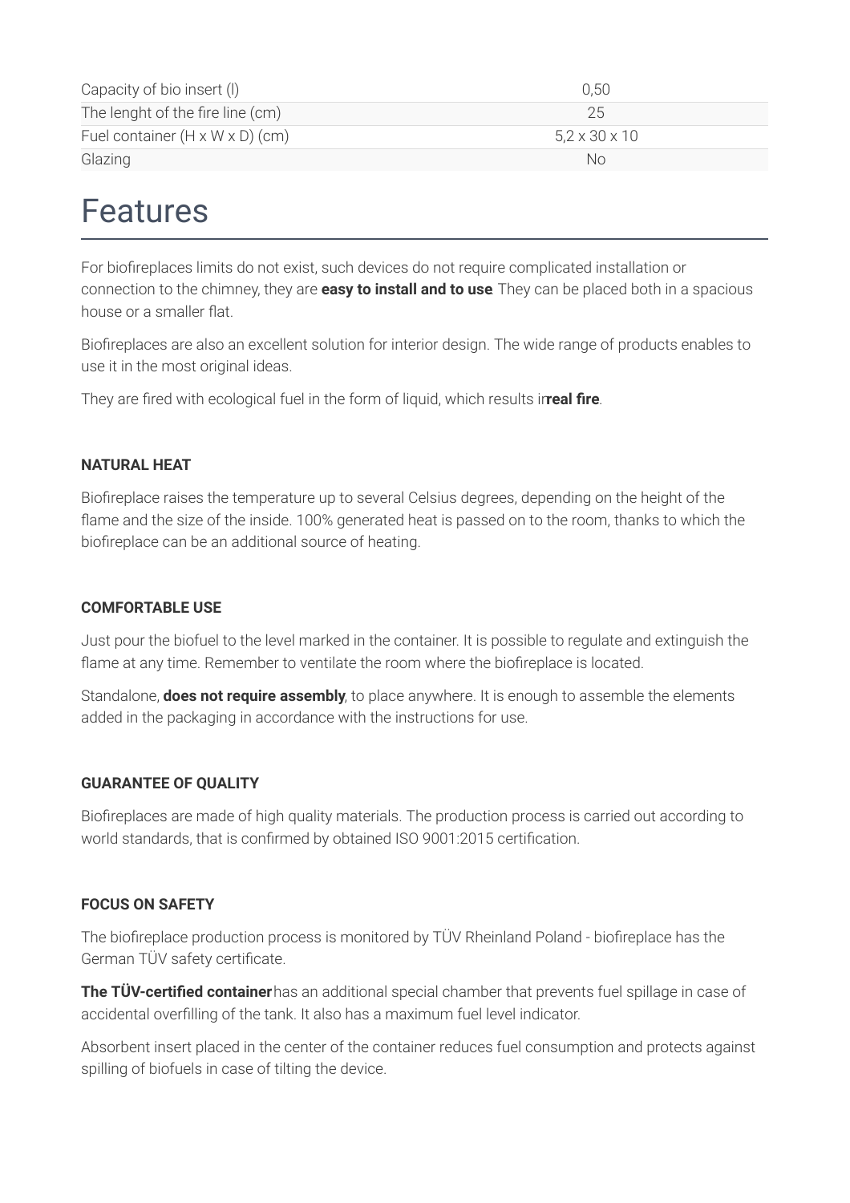| | |
|---|---|
| Capacity of bio insert (l) | 0,50 |
| The lenght of the fire line (cm) | 25 |
| Fuel container (H x W x D) (cm) | 5,2 x 30 x 10 |
| Glazing | No |

# Features

For biofireplaces limits do not exist, such devices do not require complicated installation or connection to the chimney, they are **easy to install and to use**. They can be placed both in a spacious house or a smaller flat.

Biofireplaces are also an excellent solution for interior design. The wide range of products enables to use it in the most original ideas.

They are fired with ecological fuel in the form of liquid, which results in **real fire**.

**NATURAL HEAT**

Biofireplace raises the temperature up to several Celsius degrees, depending on the height of the flame and the size of the inside. 100% generated heat is passed on to the room, thanks to which the biofireplace can be an additional source of heating.

**COMFORTABLE USE**

Just pour the biofuel to the level marked in the container. It is possible to regulate and extinguish the flame at any time. Remember to ventilate the room where the biofireplace is located.

Standalone, **does not require assembly**, to place anywhere. It is enough to assemble the elements added in the packaging in accordance with the instructions for use.

**GUARANTEE OF QUALITY**

Biofireplaces are made of high quality materials. The production process is carried out according to world standards, that is confirmed by obtained ISO 9001:2015 certification.

**FOCUS ON SAFETY**

The biofireplace production process is monitored by TÜV Rheinland Poland - biofireplace has the German TÜV safety certificate.

**The TÜV-certified container** has an additional special chamber that prevents fuel spillage in case of accidental overfilling of the tank. It also has a maximum fuel level indicator.

Absorbent insert placed in the center of the container reduces fuel consumption and protects against spilling of biofuels in case of tilting the device.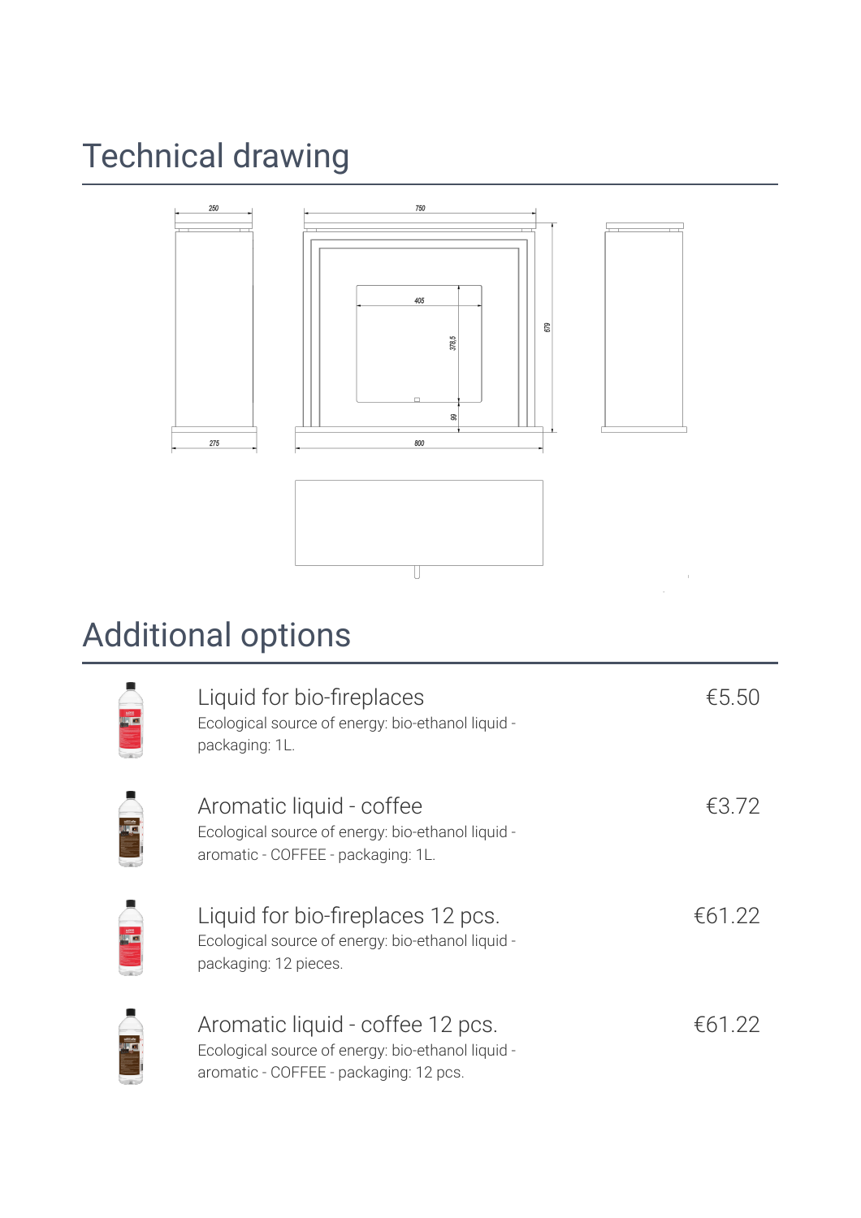## Technical drawing

250

750

405

378,5

679

99

275

800

## Additional options

| Product | Description | Price |
|---|---|---|
| Liquid for bio-fireplaces | Ecological source of energy: bio-ethanol liquid - packaging: 1L. | €5.50 |
| Aromatic liquid - coffee | Ecological source of energy: bio-ethanol liquid - aromatic - COFFEE - packaging: 1L. | €3.72 |
| Liquid for bio-fireplaces 12 pcs. | Ecological source of energy: bio-ethanol liquid - packaging: 12 pieces. | €61.22 |
| Aromatic liquid - coffee 12 pcs. | Ecological source of energy: bio-ethanol liquid - aromatic - COFFEE - packaging: 12 pcs. | €61.22 |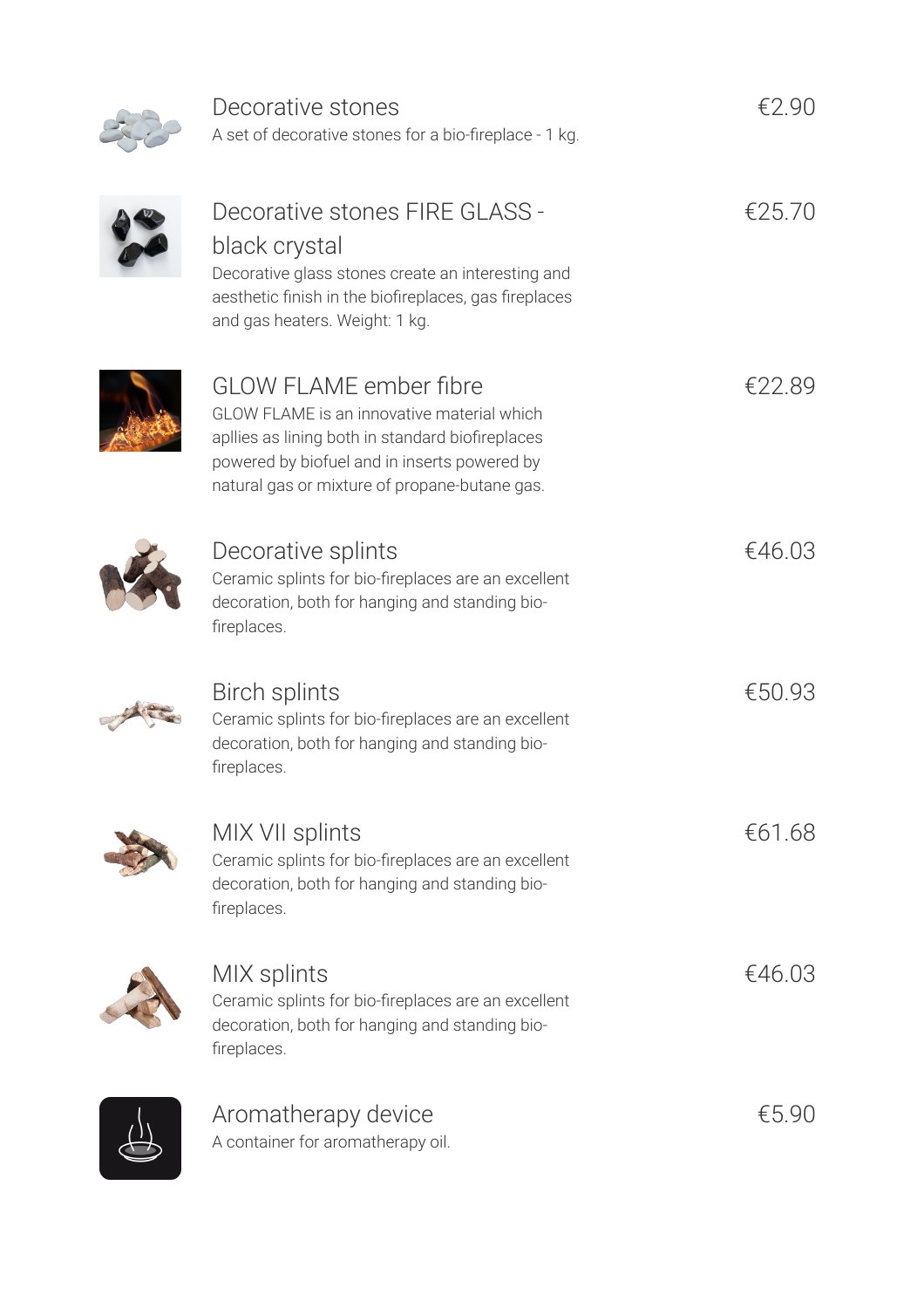### Decorative stones

€2.90

A set of decorative stones for a bio-fireplace - 1 kg.

### Decorative stones FIRE GLASS - black crystal

€25.70

Decorative glass stones create an interesting and aesthetic finish in the biofireplaces, gas fireplaces and gas heaters. Weight: 1 kg.

### GLOW FLAME ember fibre

€22.89

GLOW FLAME is an innovative material which apllies as lining both in standard biofireplaces powered by biofuel and in inserts powered by natural gas or mixture of propane-butane gas.

### Decorative splints

€46.03

Ceramic splints for bio-fireplaces are an excellent decoration, both for hanging and standing bio-fireplaces.

### Birch splints

€50.93

Ceramic splints for bio-fireplaces are an excellent decoration, both for hanging and standing bio-fireplaces.

### MIX VII splints

€61.68

Ceramic splints for bio-fireplaces are an excellent decoration, both for hanging and standing bio-fireplaces.

### MIX splints

€46.03

Ceramic splints for bio-fireplaces are an excellent decoration, both for hanging and standing bio-fireplaces.

### Aromatherapy device

€5.90

A container for aromatherapy oil.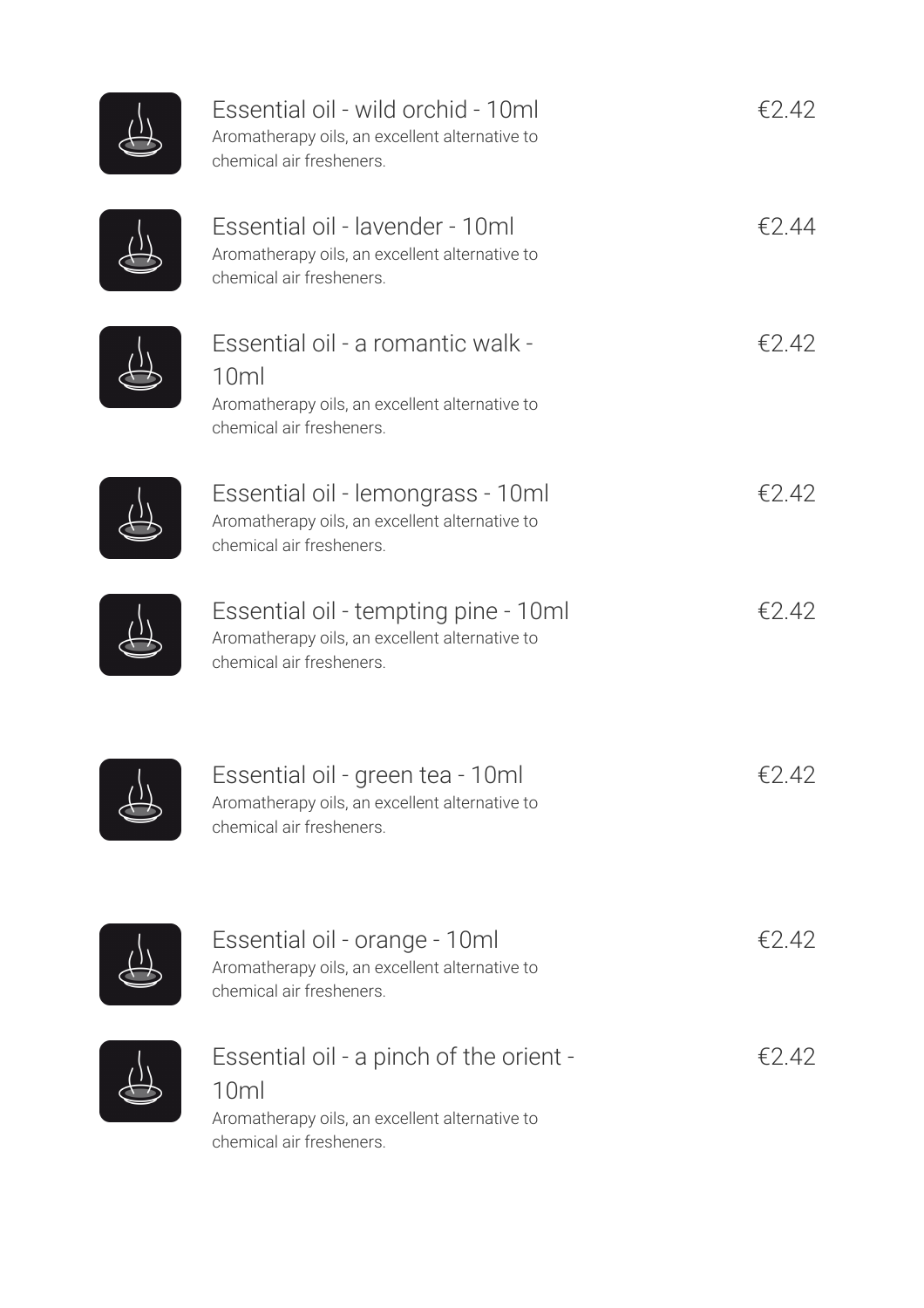Essential oil - wild orchid - 10ml
Aromatherapy oils, an excellent alternative to chemical air fresheners.
€2.42

Essential oil - lavender - 10ml
Aromatherapy oils, an excellent alternative to chemical air fresheners.
€2.44

Essential oil - a romantic walk - 10ml
Aromatherapy oils, an excellent alternative to chemical air fresheners.
€2.42

Essential oil - lemongrass - 10ml
Aromatherapy oils, an excellent alternative to chemical air fresheners.
€2.42

Essential oil - tempting pine - 10ml
Aromatherapy oils, an excellent alternative to chemical air fresheners.
€2.42

Essential oil - green tea - 10ml
Aromatherapy oils, an excellent alternative to chemical air fresheners.
€2.42

Essential oil - orange - 10ml
Aromatherapy oils, an excellent alternative to chemical air fresheners.
€2.42

Essential oil - a pinch of the orient - 10ml
Aromatherapy oils, an excellent alternative to chemical air fresheners.
€2.42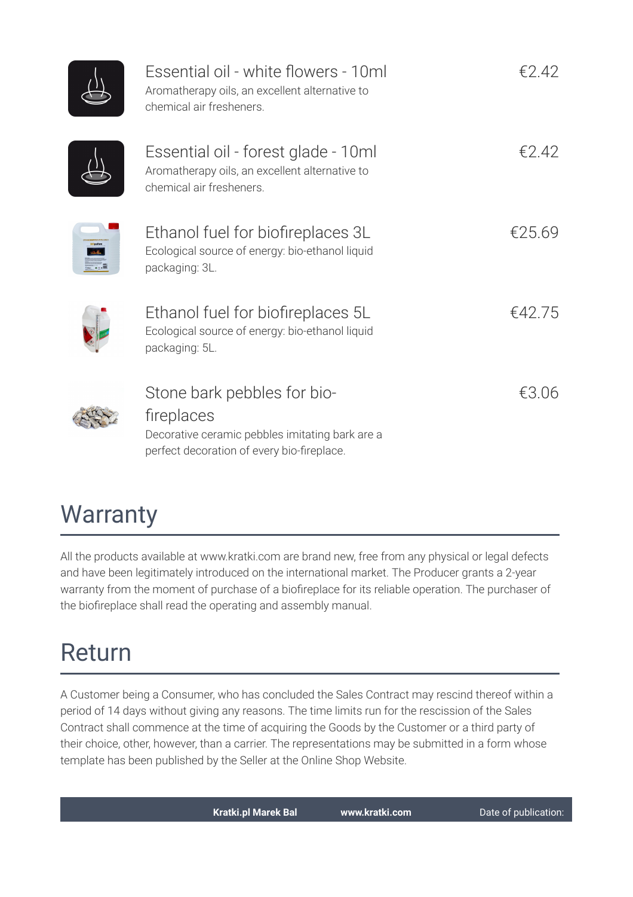### Essential oil - white flowers - 10ml

€2.42

Aromatherapy oils, an excellent alternative to chemical air fresheners.

### Essential oil - forest glade - 10ml

€2.42

Aromatherapy oils, an excellent alternative to chemical air fresheners.

### Ethanol fuel for biofireplaces 3L

€25.69

Ecological source of energy: bio-ethanol liquid packaging: 3L.

### Ethanol fuel for biofireplaces 5L

€42.75

Ecological source of energy: bio-ethanol liquid packaging: 5L.

### Stone bark pebbles for bio-fireplaces

€3.06

Decorative ceramic pebbles imitating bark are a perfect decoration of every bio-fireplace.

## Warranty

All the products available at www.kratki.com are brand new, free from any physical or legal defects and have been legitimately introduced on the international market. The Producer grants a 2-year warranty from the moment of purchase of a biofireplace for its reliable operation. The purchaser of the biofireplace shall read the operating and assembly manual.

## Return

A Customer being a Consumer, who has concluded the Sales Contract may rescind thereof within a period of 14 days without giving any reasons. The time limits run for the rescission of the Sales Contract shall commence at the time of acquiring the Goods by the Customer or a third party of their choice, other, however, than a carrier. The representations may be submitted in a form whose template has been published by the Seller at the Online Shop Website.